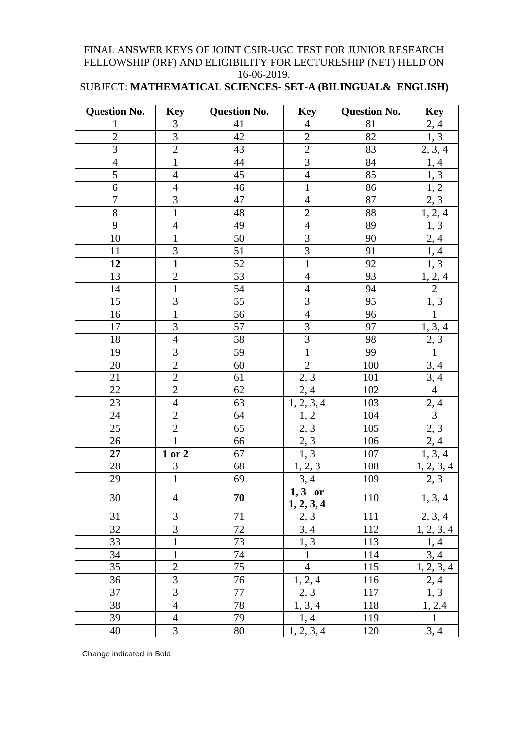FINAL ANSWER KEYS OF JOINT CSIR-UGC TEST FOR JUNIOR RESEARCH FELLOWSHIP (JRF) AND ELIGIBILITY FOR LECTURESHIP (NET) HELD ON 16-06-2019.

SUBJECT: **MATHEMATICAL SCIENCES- SET-A (BILINGUAL& ENGLISH)**

| Question No. | Key | Question No. | Key | Question No. | Key |
|---|---|---|---|---|---|
| 1 | 3 | 41 | 4 | 81 | 2, 4 |
| 2 | 3 | 42 | 2 | 82 | 1, 3 |
| 3 | 2 | 43 | 2 | 83 | 2, 3, 4 |
| 4 | 1 | 44 | 3 | 84 | 1, 4 |
| 5 | 4 | 45 | 4 | 85 | 1, 3 |
| 6 | 4 | 46 | 1 | 86 | 1, 2 |
| 7 | 3 | 47 | 4 | 87 | 2, 3 |
| 8 | 1 | 48 | 2 | 88 | 1, 2, 4 |
| 9 | 4 | 49 | 4 | 89 | 1, 3 |
| 10 | 1 | 50 | 3 | 90 | 2, 4 |
| 11 | 3 | 51 | 3 | 91 | 1, 4 |
| **12** | **1** | 52 | 1 | 92 | 1, 3 |
| 13 | 2 | 53 | 4 | 93 | 1, 2, 4 |
| 14 | 1 | 54 | 4 | 94 | 2 |
| 15 | 3 | 55 | 3 | 95 | 1, 3 |
| 16 | 1 | 56 | 4 | 96 | 1 |
| 17 | 3 | 57 | 3 | 97 | 1, 3, 4 |
| 18 | 4 | 58 | 3 | 98 | 2, 3 |
| 19 | 3 | 59 | 1 | 99 | 1 |
| 20 | 2 | 60 | 2 | 100 | 3, 4 |
| 21 | 2 | 61 | 2, 3 | 101 | 3, 4 |
| 22 | 2 | 62 | 2, 4 | 102 | 4 |
| 23 | 4 | 63 | 1, 2, 3, 4 | 103 | 2, 4 |
| 24 | 2 | 64 | 1, 2 | 104 | 3 |
| 25 | 2 | 65 | 2, 3 | 105 | 2, 3 |
| 26 | 1 | 66 | 2, 3 | 106 | 2, 4 |
| **27** | **1 or 2** | 67 | 1, 3 | 107 | 1, 3, 4 |
| 28 | 3 | 68 | 1, 2, 3 | 108 | 1, 2, 3, 4 |
| 29 | 1 | 69 | 3, 4 | 109 | 2, 3 |
| 30 | 4 | **70** | **1, 3 or 1, 2, 3, 4** | 110 | 1, 3, 4 |
| 31 | 3 | 71 | 2, 3 | 111 | 2, 3, 4 |
| 32 | 3 | 72 | 3, 4 | 112 | 1, 2, 3, 4 |
| 33 | 1 | 73 | 1, 3 | 113 | 1, 4 |
| 34 | 1 | 74 | 1 | 114 | 3, 4 |
| 35 | 2 | 75 | 4 | 115 | 1, 2, 3, 4 |
| 36 | 3 | 76 | 1, 2, 4 | 116 | 2, 4 |
| 37 | 3 | 77 | 2, 3 | 117 | 1, 3 |
| 38 | 4 | 78 | 1, 3, 4 | 118 | 1, 2,4 |
| 39 | 4 | 79 | 1, 4 | 119 | 1 |
| 40 | 3 | 80 | 1, 2, 3, 4 | 120 | 3, 4 |

Change indicated in Bold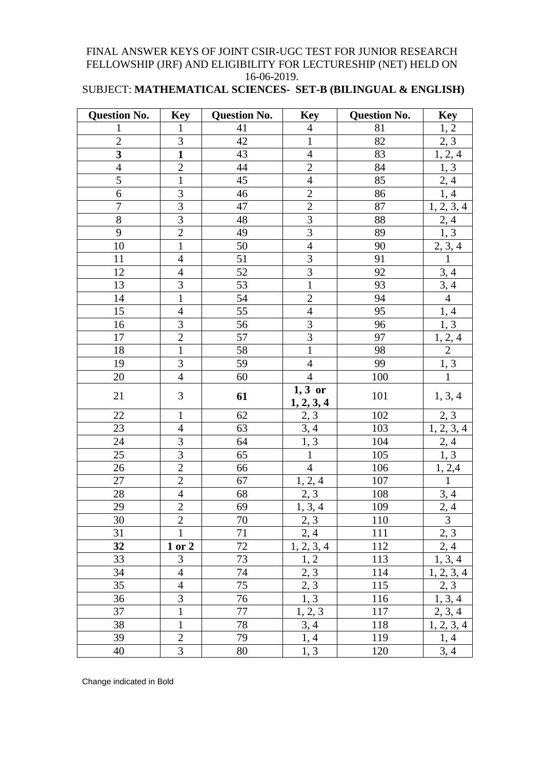FINAL ANSWER KEYS OF JOINT CSIR-UGC TEST FOR JUNIOR RESEARCH FELLOWSHIP (JRF) AND ELIGIBILITY FOR LECTURESHIP (NET) HELD ON 16-06-2019.

SUBJECT: **MATHEMATICAL SCIENCES- SET-B (BILINGUAL & ENGLISH)**

| **Question No.** | **Key** | **Question No.** | **Key** | **Question No.** | **Key** |
|---|---|---|---|---|---|
| 1 | 1 | 41 | 4 | 81 | 1, 2 |
| 2 | 3 | 42 | 1 | 82 | 2, 3 |
| **3** | **1** | 43 | 4 | 83 | 1, 2, 4 |
| 4 | 2 | 44 | 2 | 84 | 1, 3 |
| 5 | 1 | 45 | 4 | 85 | 2, 4 |
| 6 | 3 | 46 | 2 | 86 | 1, 4 |
| 7 | 3 | 47 | 2 | 87 | 1, 2, 3, 4 |
| 8 | 3 | 48 | 3 | 88 | 2, 4 |
| 9 | 2 | 49 | 3 | 89 | 1, 3 |
| 10 | 1 | 50 | 4 | 90 | 2, 3, 4 |
| 11 | 4 | 51 | 3 | 91 | 1 |
| 12 | 4 | 52 | 3 | 92 | 3, 4 |
| 13 | 3 | 53 | 1 | 93 | 3, 4 |
| 14 | 1 | 54 | 2 | 94 | 4 |
| 15 | 4 | 55 | 4 | 95 | 1, 4 |
| 16 | 3 | 56 | 3 | 96 | 1, 3 |
| 17 | 2 | 57 | 3 | 97 | 1, 2, 4 |
| 18 | 1 | 58 | 1 | 98 | 2 |
| 19 | 3 | 59 | 4 | 99 | 1, 3 |
| 20 | 4 | 60 | 4 | 100 | 1 |
| 21 | 3 | **61** | **1, 3 or 1, 2, 3, 4** | 101 | 1, 3, 4 |
| 22 | 1 | 62 | 2, 3 | 102 | 2, 3 |
| 23 | 4 | 63 | 3, 4 | 103 | 1, 2, 3, 4 |
| 24 | 3 | 64 | 1, 3 | 104 | 2, 4 |
| 25 | 3 | 65 | 1 | 105 | 1, 3 |
| 26 | 2 | 66 | 4 | 106 | 1, 2,4 |
| 27 | 2 | 67 | 1, 2, 4 | 107 | 1 |
| 28 | 4 | 68 | 2, 3 | 108 | 3, 4 |
| 29 | 2 | 69 | 1, 3, 4 | 109 | 2, 4 |
| 30 | 2 | 70 | 2, 3 | 110 | 3 |
| 31 | 1 | 71 | 2, 4 | 111 | 2, 3 |
| **32** | **1 or 2** | 72 | 1, 2, 3, 4 | 112 | 2, 4 |
| 33 | 3 | 73 | 1, 2 | 113 | 1, 3, 4 |
| 34 | 4 | 74 | 2, 3 | 114 | 1, 2, 3, 4 |
| 35 | 4 | 75 | 2, 3 | 115 | 2, 3 |
| 36 | 3 | 76 | 1, 3 | 116 | 1, 3, 4 |
| 37 | 1 | 77 | 1, 2, 3 | 117 | 2, 3, 4 |
| 38 | 1 | 78 | 3, 4 | 118 | 1, 2, 3, 4 |
| 39 | 2 | 79 | 1, 4 | 119 | 1, 4 |
| 40 | 3 | 80 | 1, 3 | 120 | 3, 4 |

Change indicated in Bold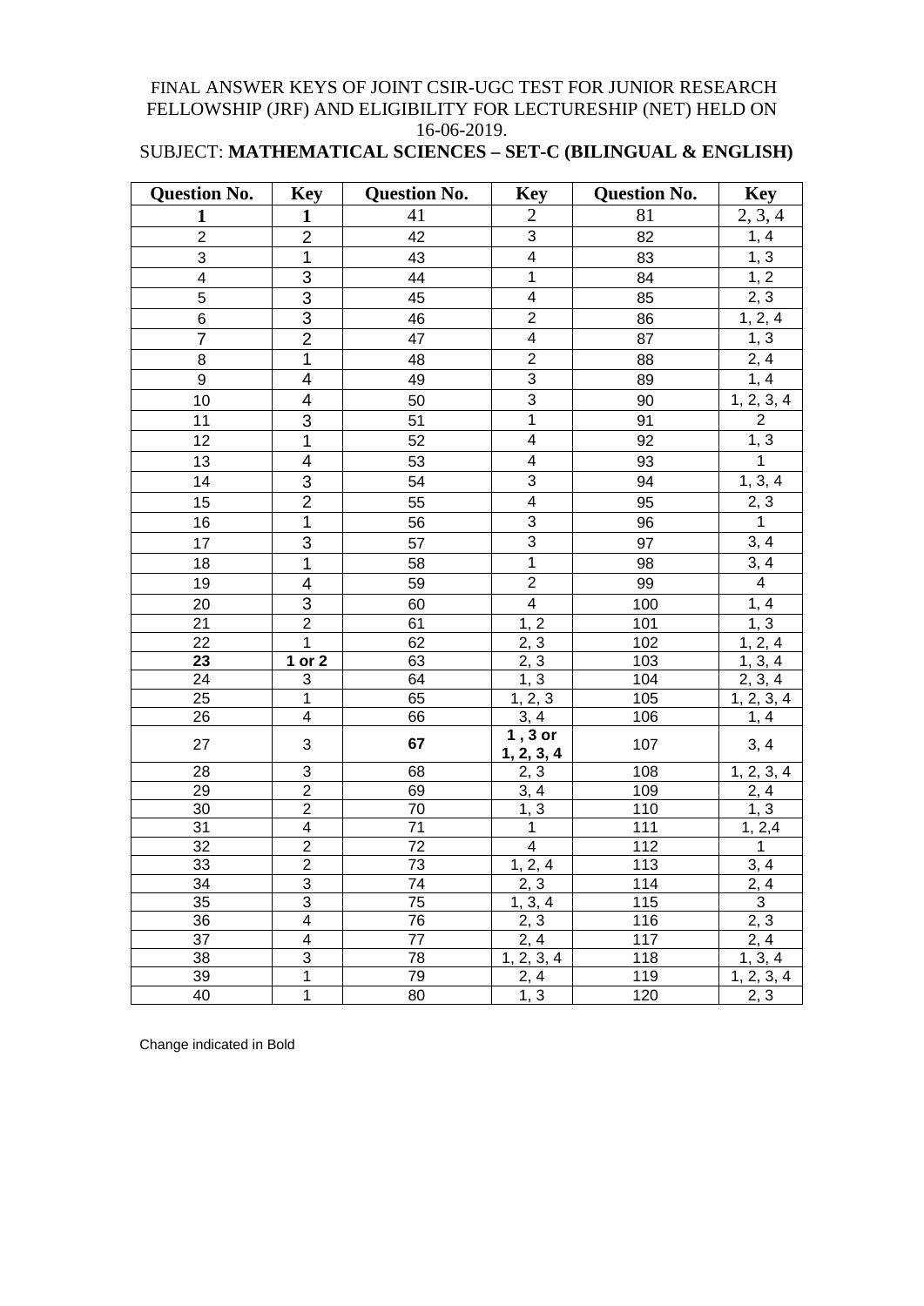FINAL ANSWER KEYS OF JOINT CSIR-UGC TEST FOR JUNIOR RESEARCH FELLOWSHIP (JRF) AND ELIGIBILITY FOR LECTURESHIP (NET) HELD ON 16-06-2019.

SUBJECT: **MATHEMATICAL SCIENCES – SET-C (BILINGUAL & ENGLISH)**

| Question No. | Key | Question No. | Key | Question No. | Key |
|---|---|---|---|---|---|
| **1** | **1** | 41 | 2 | 81 | 2, 3, 4 |
| 2 | 2 | 42 | 3 | 82 | 1, 4 |
| 3 | 1 | 43 | 4 | 83 | 1, 3 |
| 4 | 3 | 44 | 1 | 84 | 1, 2 |
| 5 | 3 | 45 | 4 | 85 | 2, 3 |
| 6 | 3 | 46 | 2 | 86 | 1, 2, 4 |
| 7 | 2 | 47 | 4 | 87 | 1, 3 |
| 8 | 1 | 48 | 2 | 88 | 2, 4 |
| 9 | 4 | 49 | 3 | 89 | 1, 4 |
| 10 | 4 | 50 | 3 | 90 | 1, 2, 3, 4 |
| 11 | 3 | 51 | 1 | 91 | 2 |
| 12 | 1 | 52 | 4 | 92 | 1, 3 |
| 13 | 4 | 53 | 4 | 93 | 1 |
| 14 | 3 | 54 | 3 | 94 | 1, 3, 4 |
| 15 | 2 | 55 | 4 | 95 | 2, 3 |
| 16 | 1 | 56 | 3 | 96 | 1 |
| 17 | 3 | 57 | 3 | 97 | 3, 4 |
| 18 | 1 | 58 | 1 | 98 | 3, 4 |
| 19 | 4 | 59 | 2 | 99 | 4 |
| 20 | 3 | 60 | 4 | 100 | 1, 4 |
| 21 | 2 | 61 | 1, 2 | 101 | 1, 3 |
| 22 | 1 | 62 | 2, 3 | 102 | 1, 2, 4 |
| **23** | **1 or 2** | 63 | 2, 3 | 103 | 1, 3, 4 |
| 24 | 3 | 64 | 1, 3 | 104 | 2, 3, 4 |
| 25 | 1 | 65 | 1, 2, 3 | 105 | 1, 2, 3, 4 |
| 26 | 4 | 66 | 3, 4 | 106 | 1, 4 |
| 27 | 3 | **67** | **1 , 3 or 1, 2, 3, 4** | 107 | 3, 4 |
| 28 | 3 | 68 | 2, 3 | 108 | 1, 2, 3, 4 |
| 29 | 2 | 69 | 3, 4 | 109 | 2, 4 |
| 30 | 2 | 70 | 1, 3 | 110 | 1, 3 |
| 31 | 4 | 71 | 1 | 111 | 1, 2,4 |
| 32 | 2 | 72 | 4 | 112 | 1 |
| 33 | 2 | 73 | 1, 2, 4 | 113 | 3, 4 |
| 34 | 3 | 74 | 2, 3 | 114 | 2, 4 |
| 35 | 3 | 75 | 1, 3, 4 | 115 | 3 |
| 36 | 4 | 76 | 2, 3 | 116 | 2, 3 |
| 37 | 4 | 77 | 2, 4 | 117 | 2, 4 |
| 38 | 3 | 78 | 1, 2, 3, 4 | 118 | 1, 3, 4 |
| 39 | 1 | 79 | 2, 4 | 119 | 1, 2, 3, 4 |
| 40 | 1 | 80 | 1, 3 | 120 | 2, 3 |

Change indicated in Bold